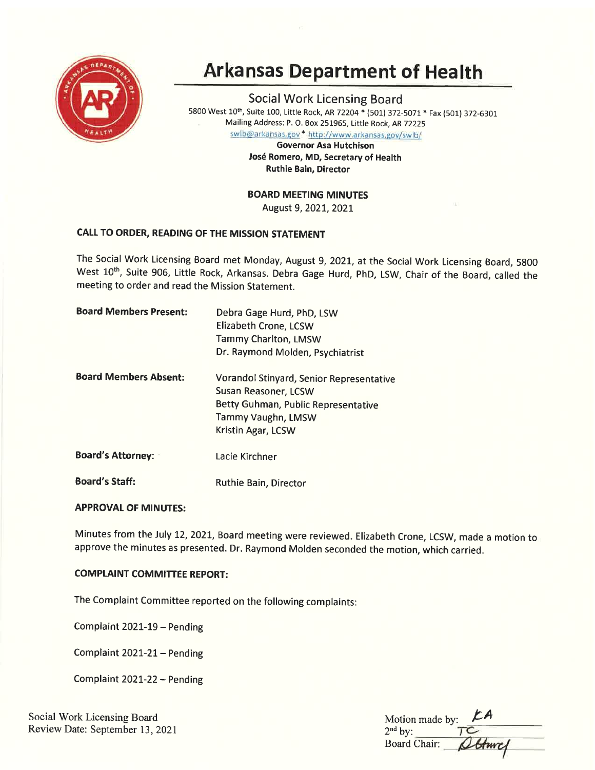# Arkansas Department of Health

## Social Work Licensing Board

5800 West 10th, Suite 100, Little Rock, AR 72204 * (501) 372-5071 * Fax (501) 372-6301
Mailing Address: P. O. Box 251965, Little Rock, AR 72225
swlb@arkansas.gov * http://www.arkansas.gov/swlb/

**Governor Asa Hutchison**
**José Romero, MD, Secretary of Health**
**Ruthie Bain, Director**

**BOARD MEETING MINUTES**
August 9, 2021, 2021

### CALL TO ORDER, READING OF THE MISSION STATEMENT

The Social Work Licensing Board met Monday, August 9, 2021, at the Social Work Licensing Board, 5800 West 10th, Suite 906, Little Rock, Arkansas. Debra Gage Hurd, PhD, LSW, Chair of the Board, called the meeting to order and read the Mission Statement.

**Board Members Present:**
Debra Gage Hurd, PhD, LSW
Elizabeth Crone, LCSW
Tammy Charlton, LMSW
Dr. Raymond Molden, Psychiatrist

**Board Members Absent:**
Vorandol Stinyard, Senior Representative
Susan Reasoner, LCSW
Betty Guhman, Public Representative
Tammy Vaughn, LMSW
Kristin Agar, LCSW

**Board's Attorney:** Lacie Kirchner

**Board's Staff:** Ruthie Bain, Director

### APPROVAL OF MINUTES:

Minutes from the July 12, 2021, Board meeting were reviewed. Elizabeth Crone, LCSW, made a motion to approve the minutes as presented. Dr. Raymond Molden seconded the motion, which carried.

### COMPLAINT COMMITTEE REPORT:

The Complaint Committee reported on the following complaints:

Complaint 2021-19 – Pending

Complaint 2021-21 – Pending

Complaint 2021-22 – Pending

Social Work Licensing Board
Review Date: September 13, 2021

Motion made by: EA
2nd by: TC
Board Chair: DHurd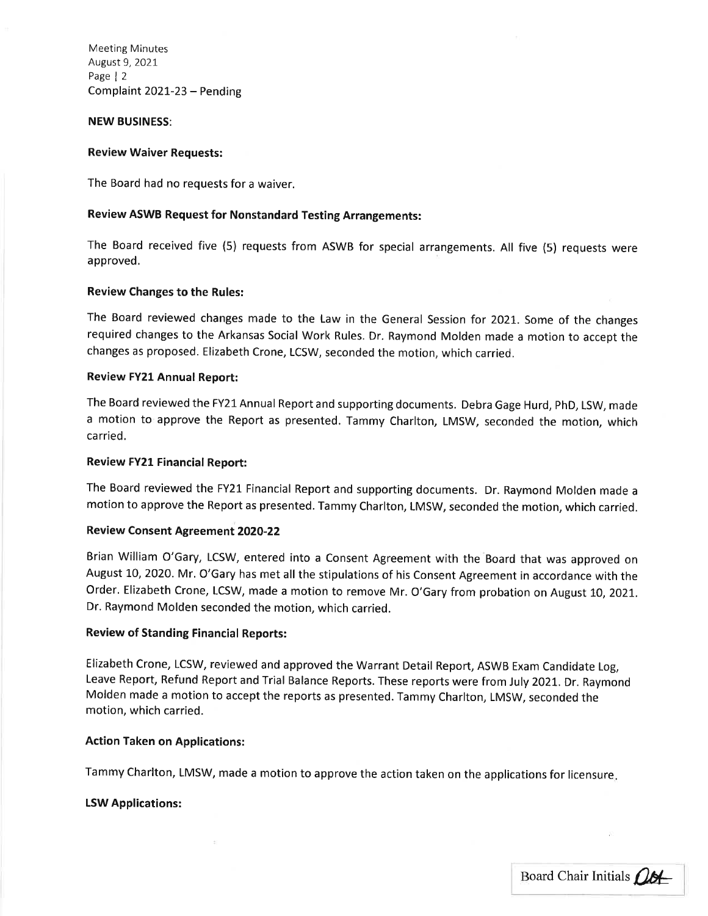Complaint 2021-23 – Pending

**NEW BUSINESS**:

**Review Waiver Requests:**

The Board had no requests for a waiver.

**Review ASWB Request for Nonstandard Testing Arrangements:**

The Board received five (5) requests from ASWB for special arrangements. All five (5) requests were approved.

**Review Changes to the Rules:**

The Board reviewed changes made to the Law in the General Session for 2021. Some of the changes required changes to the Arkansas Social Work Rules. Dr. Raymond Molden made a motion to accept the changes as proposed. Elizabeth Crone, LCSW, seconded the motion, which carried.

**Review FY21 Annual Report:**

The Board reviewed the FY21 Annual Report and supporting documents. Debra Gage Hurd, PhD, LSW, made a motion to approve the Report as presented. Tammy Charlton, LMSW, seconded the motion, which carried.

**Review FY21 Financial Report:**

The Board reviewed the FY21 Financial Report and supporting documents. Dr. Raymond Molden made a motion to approve the Report as presented. Tammy Charlton, LMSW, seconded the motion, which carried.

**Review Consent Agreement 2020-22**

Brian William O'Gary, LCSW, entered into a Consent Agreement with the Board that was approved on August 10, 2020. Mr. O'Gary has met all the stipulations of his Consent Agreement in accordance with the Order. Elizabeth Crone, LCSW, made a motion to remove Mr. O'Gary from probation on August 10, 2021. Dr. Raymond Molden seconded the motion, which carried.

**Review of Standing Financial Reports:**

Elizabeth Crone, LCSW, reviewed and approved the Warrant Detail Report, ASWB Exam Candidate Log, Leave Report, Refund Report and Trial Balance Reports. These reports were from July 2021. Dr. Raymond Molden made a motion to accept the reports as presented. Tammy Charlton, LMSW, seconded the motion, which carried.

**Action Taken on Applications:**

Tammy Charlton, LMSW, made a motion to approve the action taken on the applications for licensure.

**LSW Applications:**

Board Chair Initials DGH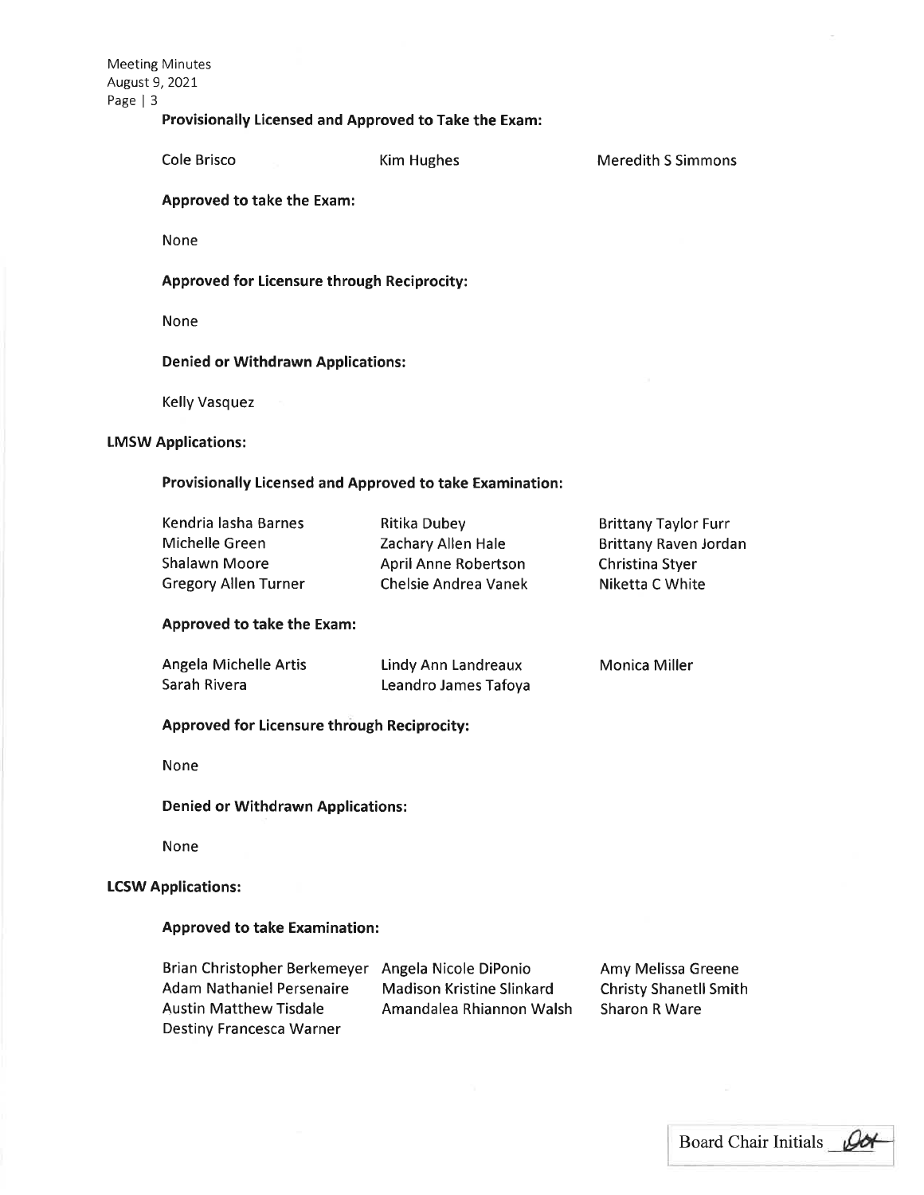**Provisionally Licensed and Approved to Take the Exam:**

Cole Brisco
Kim Hughes
Meredith S Simmons

**Approved to take the Exam:**

None

**Approved for Licensure through Reciprocity:**

None

**Denied or Withdrawn Applications:**

Kelly Vasquez

**LMSW Applications:**

**Provisionally Licensed and Approved to take Examination:**

Kendria lasha Barnes
Ritika Dubey
Brittany Taylor Furr
Michelle Green
Zachary Allen Hale
Brittany Raven Jordan
Shalawn Moore
April Anne Robertson
Christina Styer
Gregory Allen Turner
Chelsie Andrea Vanek
Niketta C White

**Approved to take the Exam:**

Angela Michelle Artis
Lindy Ann Landreaux
Monica Miller
Sarah Rivera
Leandro James Tafoya

**Approved for Licensure through Reciprocity:**

None

**Denied or Withdrawn Applications:**

None

**LCSW Applications:**

**Approved to take Examination:**

Brian Christopher Berkemeyer
Angela Nicole DiPonio
Amy Melissa Greene
Adam Nathaniel Persenaire
Madison Kristine Slinkard
Christy Shanetll Smith
Austin Matthew Tisdale
Amandalea Rhiannon Walsh
Sharon R Ware
Destiny Francesca Warner

Board Chair Initials _DA_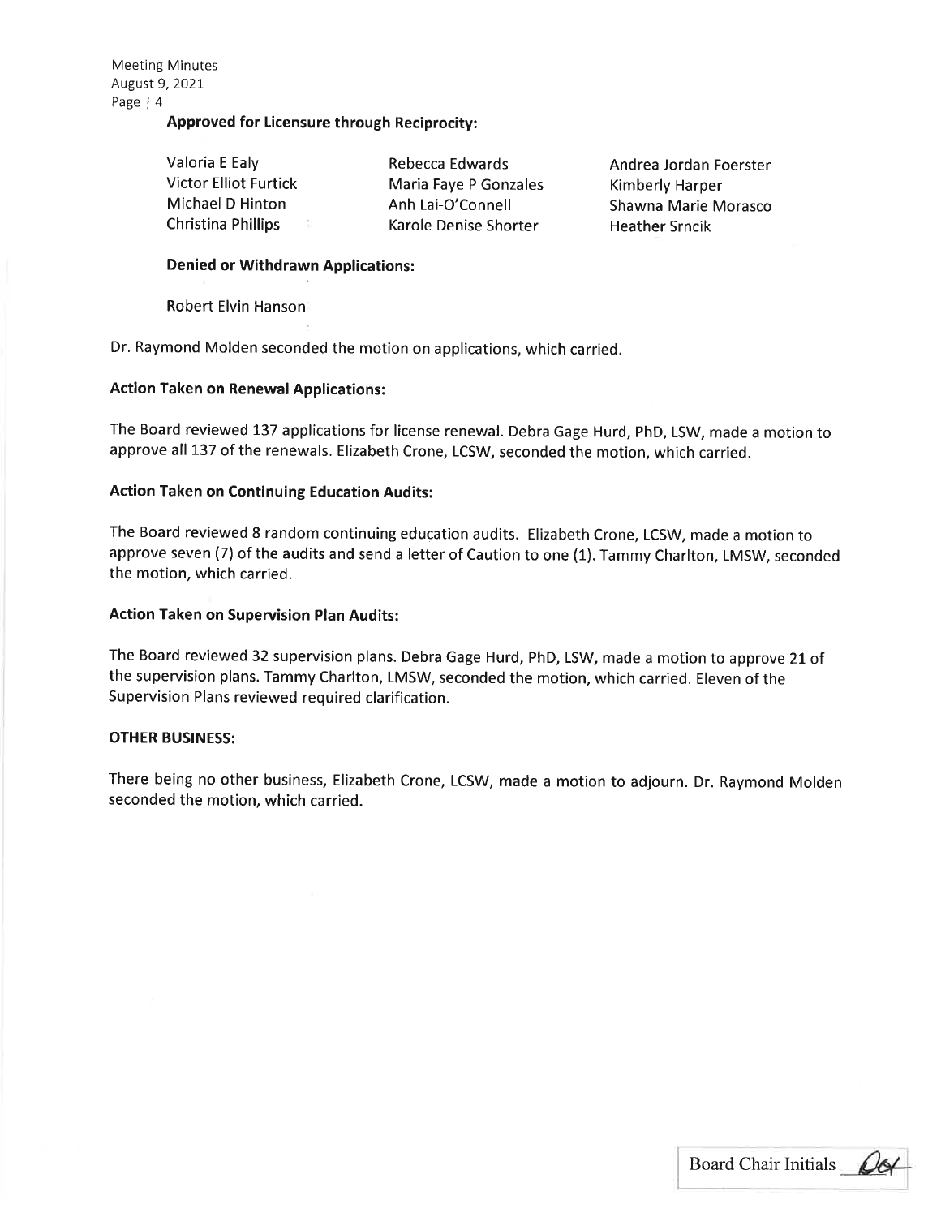**Approved for Licensure through Reciprocity:**

| | | |
|---|---|---|
| Valoria E Ealy | Rebecca Edwards | Andrea Jordan Foerster |
| Victor Elliot Furtick | Maria Faye P Gonzales | Kimberly Harper |
| Michael D Hinton | Anh Lai-O'Connell | Shawna Marie Morasco |
| Christina Phillips | Karole Denise Shorter | Heather Srncik |

**Denied or Withdrawn Applications:**

Robert Elvin Hanson

Dr. Raymond Molden seconded the motion on applications, which carried.

**Action Taken on Renewal Applications:**

The Board reviewed 137 applications for license renewal. Debra Gage Hurd, PhD, LSW, made a motion to approve all 137 of the renewals. Elizabeth Crone, LCSW, seconded the motion, which carried.

**Action Taken on Continuing Education Audits:**

The Board reviewed 8 random continuing education audits. Elizabeth Crone, LCSW, made a motion to approve seven (7) of the audits and send a letter of Caution to one (1). Tammy Charlton, LMSW, seconded the motion, which carried.

**Action Taken on Supervision Plan Audits:**

The Board reviewed 32 supervision plans. Debra Gage Hurd, PhD, LSW, made a motion to approve 21 of the supervision plans. Tammy Charlton, LMSW, seconded the motion, which carried. Eleven of the Supervision Plans reviewed required clarification.

**OTHER BUSINESS:**

There being no other business, Elizabeth Crone, LCSW, made a motion to adjourn. Dr. Raymond Molden seconded the motion, which carried.

Board Chair Initials DGH